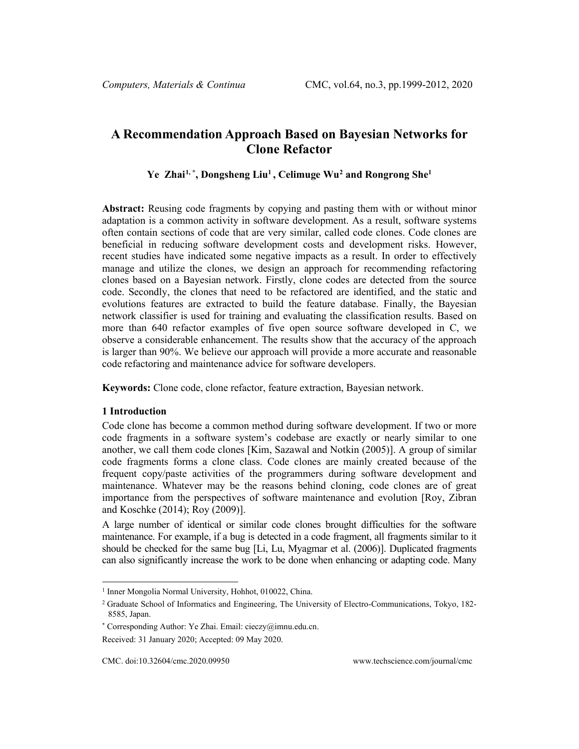# A Recommendation Approach Based on Bayesian Networks for Clone Refactor

**Ye Zhai[1,*], Dongsheng Liu[1], Celimuge Wu[2] and Rongrong She[1]**

**Abstract:** Reusing code fragments by copying and pasting them with or without minor adaptation is a common activity in software development. As a result, software systems often contain sections of code that are very similar, called code clones. Code clones are beneficial in reducing software development costs and development risks. However, recent studies have indicated some negative impacts as a result. In order to effectively manage and utilize the clones, we design an approach for recommending refactoring clones based on a Bayesian network. Firstly, clone codes are detected from the source code. Secondly, the clones that need to be refactored are identified, and the static and evolutions features are extracted to build the feature database. Finally, the Bayesian network classifier is used for training and evaluating the classification results. Based on more than 640 refactor examples of five open source software developed in C, we observe a considerable enhancement. The results show that the accuracy of the approach is larger than 90%. We believe our approach will provide a more accurate and reasonable code refactoring and maintenance advice for software developers.

**Keywords:** Clone code, clone refactor, feature extraction, Bayesian network.

## 1 Introduction

Code clone has become a common method during software development. If two or more code fragments in a software system's codebase are exactly or nearly similar to one another, we call them code clones [Kim, Sazawal and Notkin (2005)]. A group of similar code fragments forms a clone class. Code clones are mainly created because of the frequent copy/paste activities of the programmers during software development and maintenance. Whatever may be the reasons behind cloning, code clones are of great importance from the perspectives of software maintenance and evolution [Roy, Zibran and Koschke (2014); Roy (2009)].

A large number of identical or similar code clones brought difficulties for the software maintenance. For example, if a bug is detected in a code fragment, all fragments similar to it should be checked for the same bug [Li, Lu, Myagmar et al. (2006)]. Duplicated fragments can also significantly increase the work to be done when enhancing or adapting code. Many

---

[1] Inner Mongolia Normal University, Hohhot, 010022, China.

[2] Graduate School of Informatics and Engineering, The University of Electro-Communications, Tokyo, 182-8585, Japan.

[*] Corresponding Author: Ye Zhai. Email: cieczy@imnu.edu.cn.

Received: 31 January 2020; Accepted: 09 May 2020.

CMC. doi:10.32604/cmc.2020.09950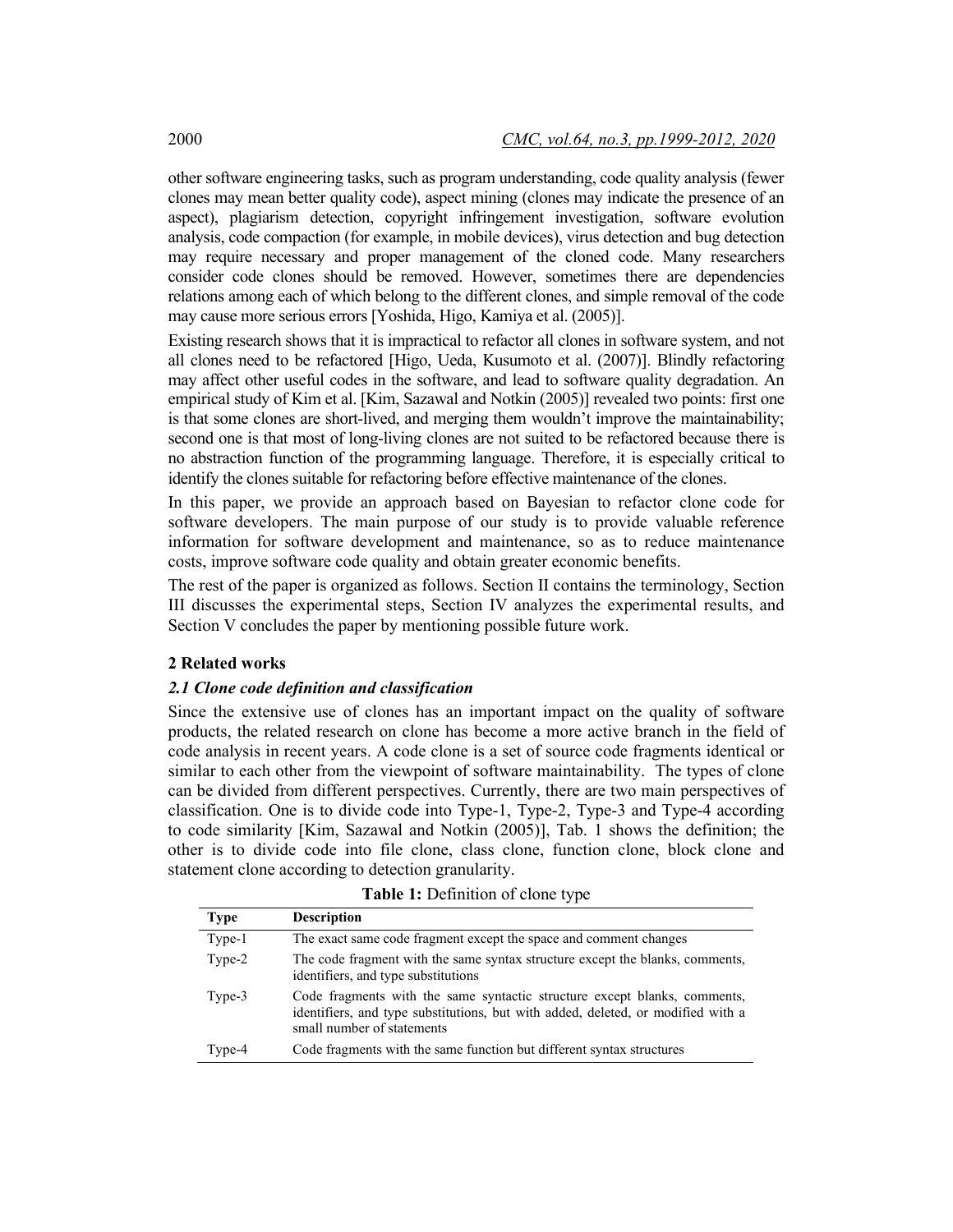other software engineering tasks, such as program understanding, code quality analysis (fewer clones may mean better quality code), aspect mining (clones may indicate the presence of an aspect), plagiarism detection, copyright infringement investigation, software evolution analysis, code compaction (for example, in mobile devices), virus detection and bug detection may require necessary and proper management of the cloned code. Many researchers consider code clones should be removed. However, sometimes there are dependencies relations among each of which belong to the different clones, and simple removal of the code may cause more serious errors [Yoshida, Higo, Kamiya et al. (2005)].

Existing research shows that it is impractical to refactor all clones in software system, and not all clones need to be refactored [Higo, Ueda, Kusumoto et al. (2007)]. Blindly refactoring may affect other useful codes in the software, and lead to software quality degradation. An empirical study of Kim et al. [Kim, Sazawal and Notkin (2005)] revealed two points: first one is that some clones are short-lived, and merging them wouldn't improve the maintainability; second one is that most of long-living clones are not suited to be refactored because there is no abstraction function of the programming language. Therefore, it is especially critical to identify the clones suitable for refactoring before effective maintenance of the clones.

In this paper, we provide an approach based on Bayesian to refactor clone code for software developers. The main purpose of our study is to provide valuable reference information for software development and maintenance, so as to reduce maintenance costs, improve software code quality and obtain greater economic benefits.

The rest of the paper is organized as follows. Section II contains the terminology, Section III discusses the experimental steps, Section IV analyzes the experimental results, and Section V concludes the paper by mentioning possible future work.

## 2 Related works

### *2.1 Clone code definition and classification*

Since the extensive use of clones has an important impact on the quality of software products, the related research on clone has become a more active branch in the field of code analysis in recent years. A code clone is a set of source code fragments identical or similar to each other from the viewpoint of software maintainability. The types of clone can be divided from different perspectives. Currently, there are two main perspectives of classification. One is to divide code into Type-1, Type-2, Type-3 and Type-4 according to code similarity [Kim, Sazawal and Notkin (2005)], Tab. 1 shows the definition; the other is to divide code into file clone, class clone, function clone, block clone and statement clone according to detection granularity.

**Table 1:** Definition of clone type

| Type | Description |
|---|---|
| Type-1 | The exact same code fragment except the space and comment changes |
| Type-2 | The code fragment with the same syntax structure except the blanks, comments, identifiers, and type substitutions |
| Type-3 | Code fragments with the same syntactic structure except blanks, comments, identifiers, and type substitutions, but with added, deleted, or modified with a small number of statements |
| Type-4 | Code fragments with the same function but different syntax structures |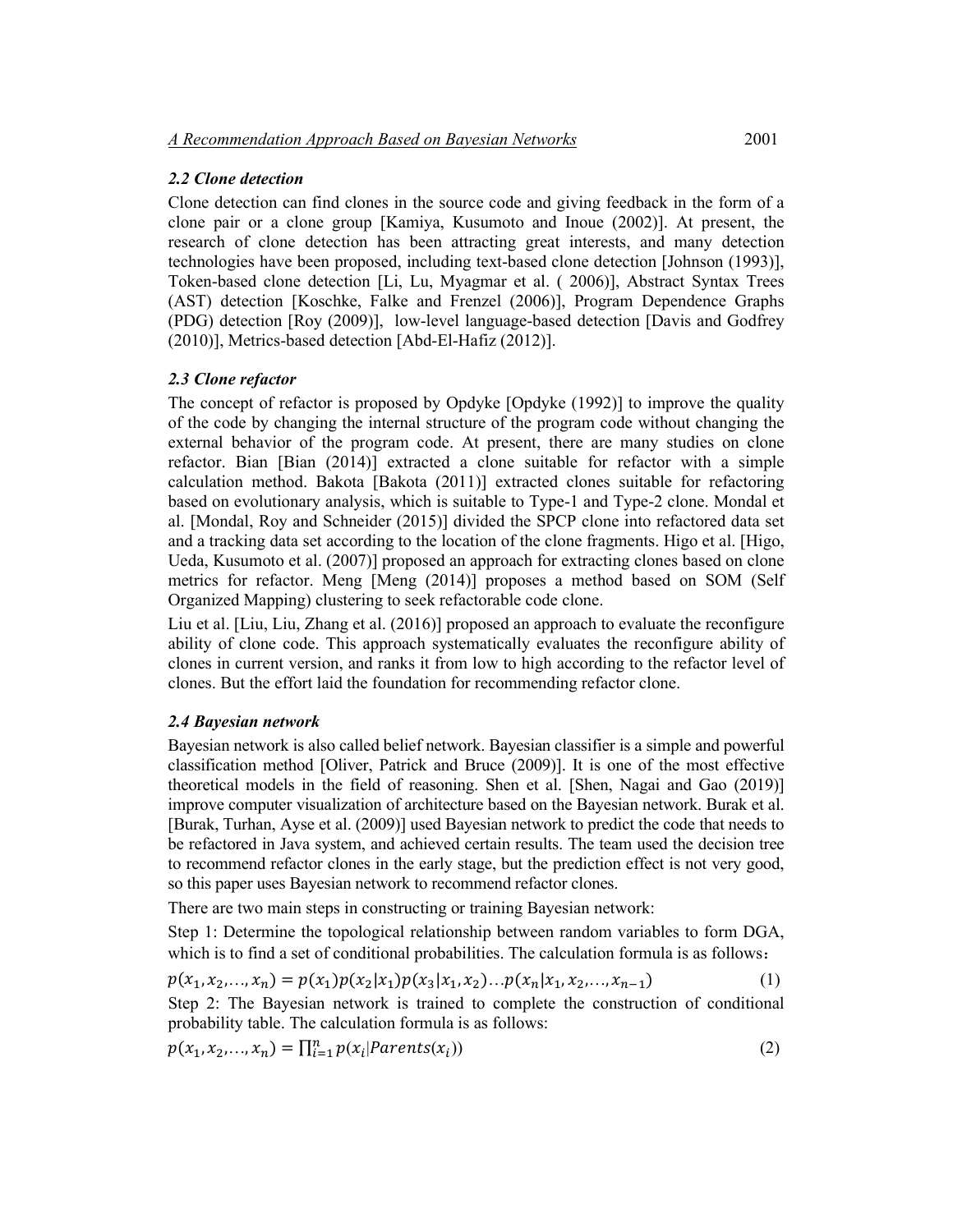### *2.2 Clone detection*

Clone detection can find clones in the source code and giving feedback in the form of a clone pair or a clone group [Kamiya, Kusumoto and Inoue (2002)]. At present, the research of clone detection has been attracting great interests, and many detection technologies have been proposed, including text-based clone detection [Johnson (1993)], Token-based clone detection [Li, Lu, Myagmar et al. ( 2006)], Abstract Syntax Trees (AST) detection [Koschke, Falke and Frenzel (2006)], Program Dependence Graphs (PDG) detection [Roy (2009)], low-level language-based detection [Davis and Godfrey (2010)], Metrics-based detection [Abd-El-Hafiz (2012)].

### *2.3 Clone refactor*

The concept of refactor is proposed by Opdyke [Opdyke (1992)] to improve the quality of the code by changing the internal structure of the program code without changing the external behavior of the program code. At present, there are many studies on clone refactor. Bian [Bian (2014)] extracted a clone suitable for refactor with a simple calculation method. Bakota [Bakota (2011)] extracted clones suitable for refactoring based on evolutionary analysis, which is suitable to Type-1 and Type-2 clone. Mondal et al. [Mondal, Roy and Schneider (2015)] divided the SPCP clone into refactored data set and a tracking data set according to the location of the clone fragments. Higo et al. [Higo, Ueda, Kusumoto et al. (2007)] proposed an approach for extracting clones based on clone metrics for refactor. Meng [Meng (2014)] proposes a method based on SOM (Self Organized Mapping) clustering to seek refactorable code clone.

Liu et al. [Liu, Liu, Zhang et al. (2016)] proposed an approach to evaluate the reconfigure ability of clone code. This approach systematically evaluates the reconfigure ability of clones in current version, and ranks it from low to high according to the refactor level of clones. But the effort laid the foundation for recommending refactor clone.

### *2.4 Bayesian network*

Bayesian network is also called belief network. Bayesian classifier is a simple and powerful classification method [Oliver, Patrick and Bruce (2009)]. It is one of the most effective theoretical models in the field of reasoning. Shen et al. [Shen, Nagai and Gao (2019)] improve computer visualization of architecture based on the Bayesian network. Burak et al. [Burak, Turhan, Ayse et al. (2009)] used Bayesian network to predict the code that needs to be refactored in Java system, and achieved certain results. The team used the decision tree to recommend refactor clones in the early stage, but the prediction effect is not very good, so this paper uses Bayesian network to recommend refactor clones.

There are two main steps in constructing or training Bayesian network:

Step 1: Determine the topological relationship between random variables to form DGA, which is to find a set of conditional probabilities. The calculation formula is as follows：

$$p(x_1, x_2, \ldots, x_n) = p(x_1)p(x_2|x_1)p(x_3|x_1, x_2)\ldots p(x_n|x_1, x_2, \ldots, x_{n-1}) \tag{1}$$

Step 2: The Bayesian network is trained to complete the construction of conditional probability table. The calculation formula is as follows:

$$p(x_1, x_2, \ldots, x_n) = \prod_{i=1}^{n} p(x_i|Parents(x_i)) \tag{2}$$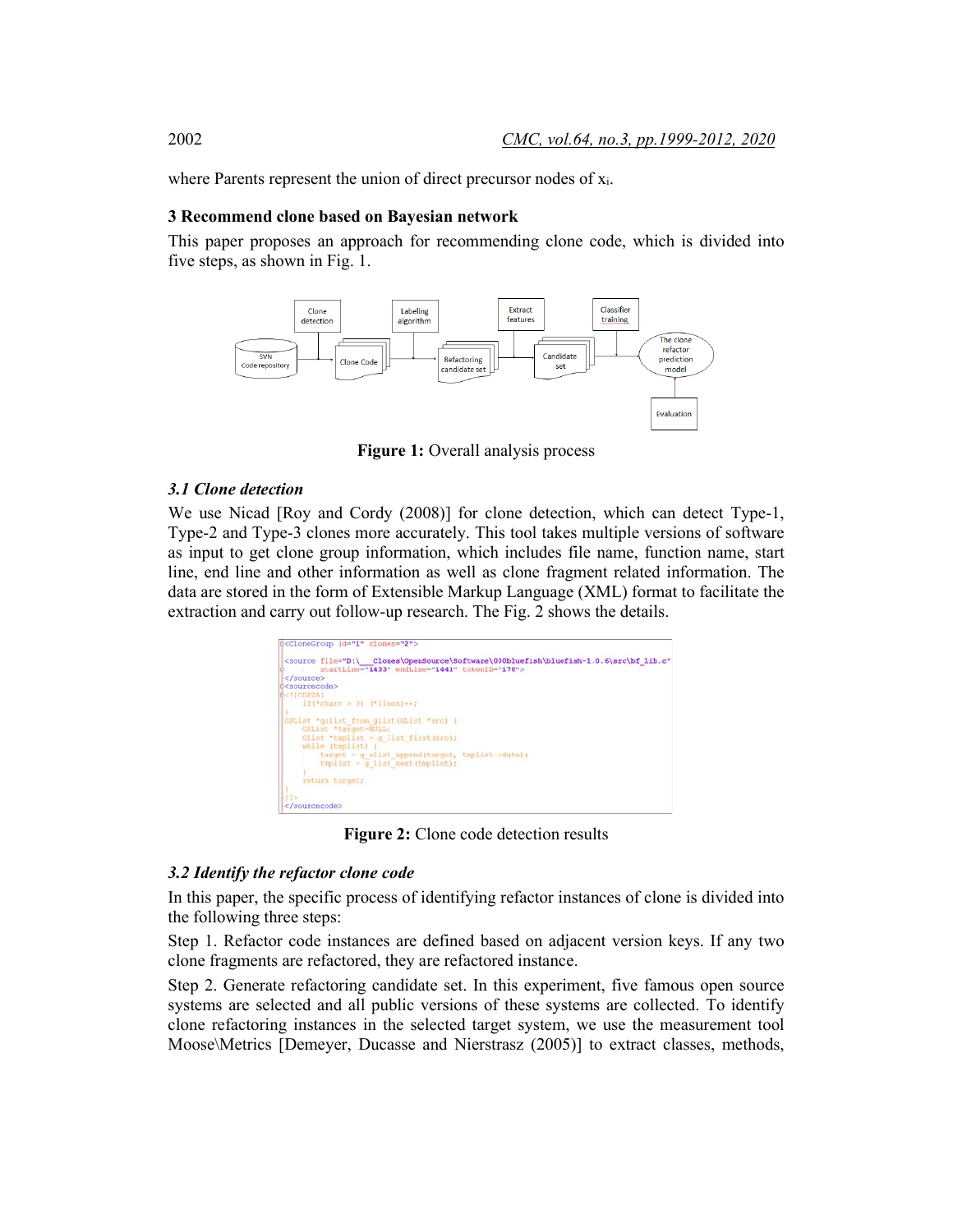where Parents represent the union of direct precursor nodes of $x_i$.

## 3 Recommend clone based on Bayesian network

This paper proposes an approach for recommending clone code, which is divided into five steps, as shown in Fig. 1.

**Figure 1:** Overall analysis process

### *3.1 Clone detection*

We use Nicad [Roy and Cordy (2008)] for clone detection, which can detect Type-1, Type-2 and Type-3 clones more accurately. This tool takes multiple versions of software as input to get clone group information, which includes file name, function name, start line, end line and other information as well as clone fragment related information. The data are stored in the form of Extensible Markup Language (XML) format to facilitate the extraction and carry out follow-up research. The Fig. 2 shows the details.

**Figure 2:** Clone code detection results

### *3.2 Identify the refactor clone code*

In this paper, the specific process of identifying refactor instances of clone is divided into the following three steps:

Step 1. Refactor code instances are defined based on adjacent version keys. If any two clone fragments are refactored, they are refactored instance.

Step 2. Generate refactoring candidate set. In this experiment, five famous open source systems are selected and all public versions of these systems are collected. To identify clone refactoring instances in the selected target system, we use the measurement tool Moose\Metrics [Demeyer, Ducasse and Nierstrasz (2005)] to extract classes, methods,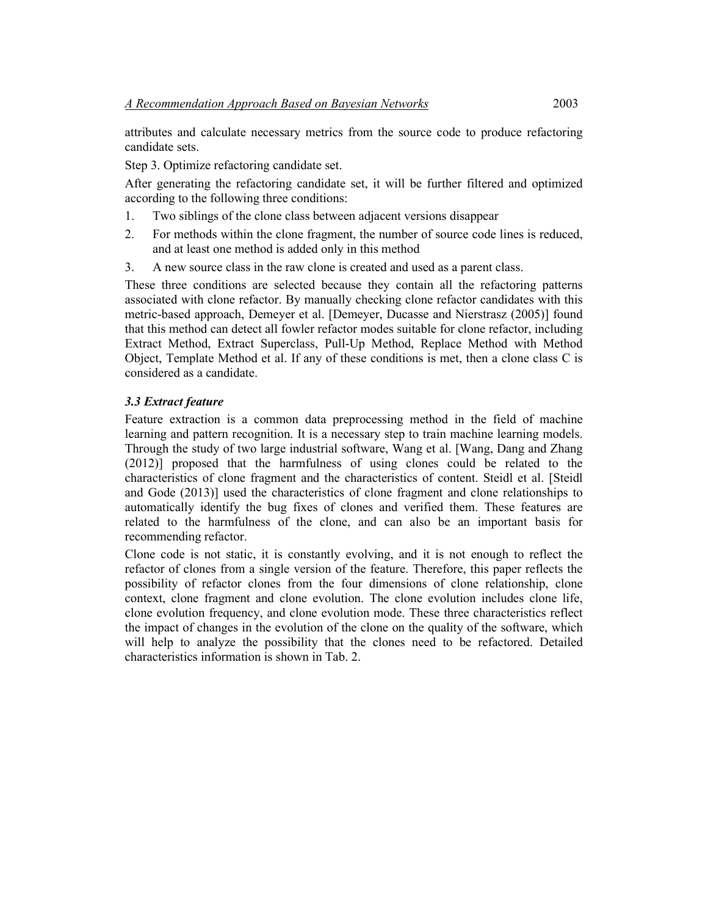attributes and calculate necessary metrics from the source code to produce refactoring candidate sets.

Step 3. Optimize refactoring candidate set.

After generating the refactoring candidate set, it will be further filtered and optimized according to the following three conditions:

1. Two siblings of the clone class between adjacent versions disappear
2. For methods within the clone fragment, the number of source code lines is reduced, and at least one method is added only in this method
3. A new source class in the raw clone is created and used as a parent class.

These three conditions are selected because they contain all the refactoring patterns associated with clone refactor. By manually checking clone refactor candidates with this metric-based approach, Demeyer et al. [Demeyer, Ducasse and Nierstrasz (2005)] found that this method can detect all fowler refactor modes suitable for clone refactor, including Extract Method, Extract Superclass, Pull-Up Method, Replace Method with Method Object, Template Method et al. If any of these conditions is met, then a clone class C is considered as a candidate.

### *3.3 Extract feature*

Feature extraction is a common data preprocessing method in the field of machine learning and pattern recognition. It is a necessary step to train machine learning models. Through the study of two large industrial software, Wang et al. [Wang, Dang and Zhang (2012)] proposed that the harmfulness of using clones could be related to the characteristics of clone fragment and the characteristics of content. Steidl et al. [Steidl and Gode (2013)] used the characteristics of clone fragment and clone relationships to automatically identify the bug fixes of clones and verified them. These features are related to the harmfulness of the clone, and can also be an important basis for recommending refactor.

Clone code is not static, it is constantly evolving, and it is not enough to reflect the refactor of clones from a single version of the feature. Therefore, this paper reflects the possibility of refactor clones from the four dimensions of clone relationship, clone context, clone fragment and clone evolution. The clone evolution includes clone life, clone evolution frequency, and clone evolution mode. These three characteristics reflect the impact of changes in the evolution of the clone on the quality of the software, which will help to analyze the possibility that the clones need to be refactored. Detailed characteristics information is shown in Tab. 2.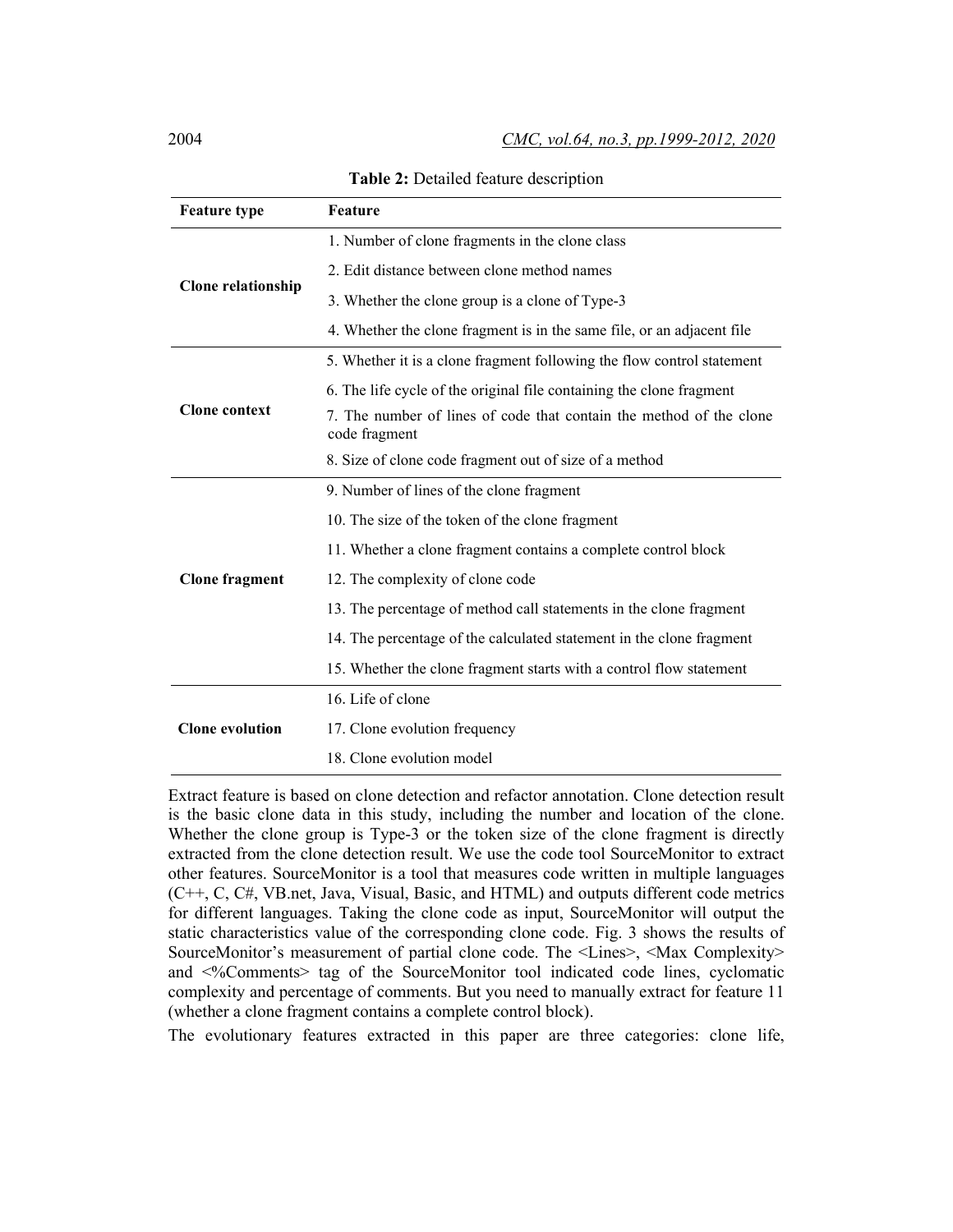**Table 2:** Detailed feature description

| Feature type | Feature |
|---|---|
| **Clone relationship** | 1. Number of clone fragments in the clone class |
| | 2. Edit distance between clone method names |
| | 3. Whether the clone group is a clone of Type-3 |
| | 4. Whether the clone fragment is in the same file, or an adjacent file |
| **Clone context** | 5. Whether it is a clone fragment following the flow control statement |
| | 6. The life cycle of the original file containing the clone fragment |
| | 7. The number of lines of code that contain the method of the clone code fragment |
| | 8. Size of clone code fragment out of size of a method |
| **Clone fragment** | 9. Number of lines of the clone fragment |
| | 10. The size of the token of the clone fragment |
| | 11. Whether a clone fragment contains a complete control block |
| | 12. The complexity of clone code |
| | 13. The percentage of method call statements in the clone fragment |
| | 14. The percentage of the calculated statement in the clone fragment |
| | 15. Whether the clone fragment starts with a control flow statement |
| **Clone evolution** | 16. Life of clone |
| | 17. Clone evolution frequency |
| | 18. Clone evolution model |

Extract feature is based on clone detection and refactor annotation. Clone detection result is the basic clone data in this study, including the number and location of the clone. Whether the clone group is Type-3 or the token size of the clone fragment is directly extracted from the clone detection result. We use the code tool SourceMonitor to extract other features. SourceMonitor is a tool that measures code written in multiple languages (C++, C, C#, VB.net, Java, Visual, Basic, and HTML) and outputs different code metrics for different languages. Taking the clone code as input, SourceMonitor will output the static characteristics value of the corresponding clone code. Fig. 3 shows the results of SourceMonitor's measurement of partial clone code. The <Lines>, <Max Complexity> and <%Comments> tag of the SourceMonitor tool indicated code lines, cyclomatic complexity and percentage of comments. But you need to manually extract for feature 11 (whether a clone fragment contains a complete control block).

The evolutionary features extracted in this paper are three categories: clone life,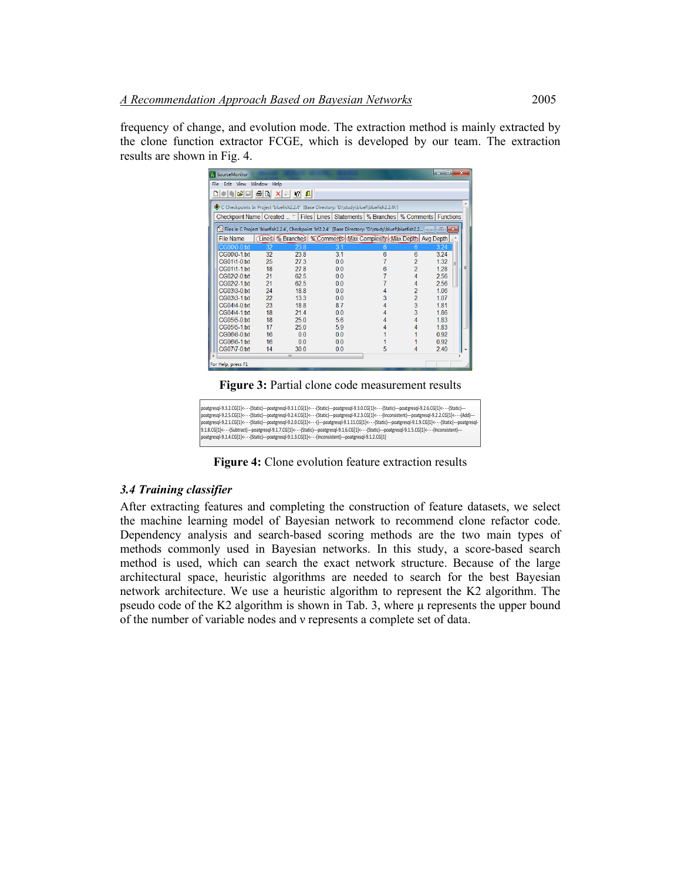frequency of change, and evolution mode. The extraction method is mainly extracted by the clone function extractor FCGE, which is developed by our team. The extraction results are shown in Fig. 4.

**Figure 3:** Partial clone code measurement results

**Figure 4:** Clone evolution feature extraction results

### *3.4 Training classifier*

After extracting features and completing the construction of feature datasets, we select the machine learning model of Bayesian network to recommend clone refactor code. Dependency analysis and search-based scoring methods are the two main types of methods commonly used in Bayesian networks. In this study, a score-based search method is used, which can search the exact network structure. Because of the large architectural space, heuristic algorithms are needed to search for the best Bayesian network architecture. We use a heuristic algorithm to represent the K2 algorithm. The pseudo code of the K2 algorithm is shown in Tab. 3, where μ represents the upper bound of the number of variable nodes and ν represents a complete set of data.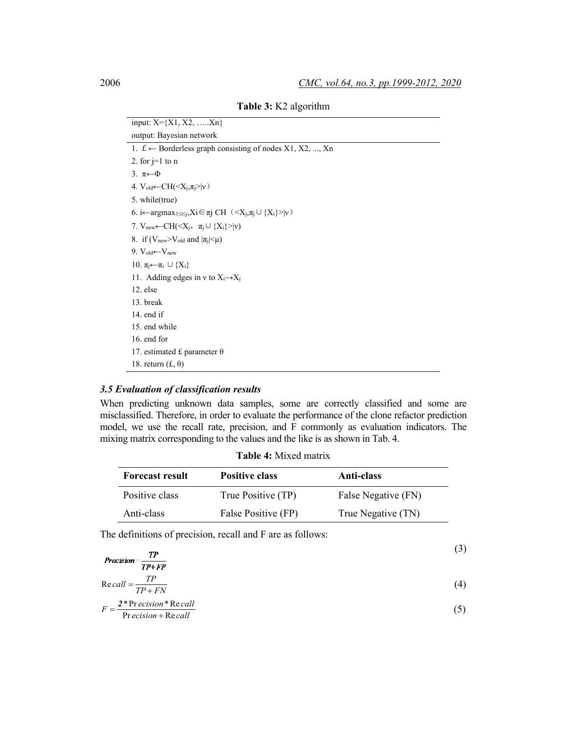**Table 3:** K2 algorithm

| input: X={X1, X2, …..Xn} |
|---|
| output: Bayesian network |
| 1. £ ← Borderless graph consisting of nodes X1, X2, ..., Xn |
| 2. for j=1 to n |
| 3. $\pi \leftarrow \Phi$ |
| 4. $V_{old} \leftarrow CH(<X_j, \pi_j>\|\nu)$ |
| 5. while(true) |
| 6. $i \leftarrow \mathrm{argmax}_{1 \le i \le j}, X_i \in \pi_j$ CH（$<X_j, \pi_j \cup \{X_i\}>\|\nu$） |
| 7. $V_{new} \leftarrow CH(<X_j, \pi_j \cup \{X_i\}>\|\nu)$ |
| 8. if ($V_{new} > V_{old}$ and $\|\pi_j\| < \mu$) |
| 9. $V_{old} \leftarrow V_{new}$ |
| 10. $\pi_j \leftarrow \pi_i \cup \{X_i\}$ |
| 11. Adding edges in $\nu$ to $X_i \rightarrow X_j$ |
| 12. else |
| 13. break |
| 14. end if |
| 15. end while |
| 16. end for |
| 17. estimated £ parameter $\theta$ |
| 18. return (£, $\theta$) |

### 3.5 Evaluation of classification results

When predicting unknown data samples, some are correctly classified and some are misclassified. Therefore, in order to evaluate the performance of the clone refactor prediction model, we use the recall rate, precision, and F commonly as evaluation indicators. The mixing matrix corresponding to the values and the like is as shown in Tab. 4.

**Table 4:** Mixed matrix

| Forecast result | Positive class | Anti-class |
|---|---|---|
| Positive class | True Positive (TP) | False Negative (FN) |
| Anti-class | False Positive (FP) | True Negative (TN) |

The definitions of precision, recall and F are as follows:

$$Precision = \frac{TP}{TP+FP} \tag{3}$$

$$Recall = \frac{TP}{TP+FN} \tag{4}$$

$$F = \frac{2 * Precision * Recall}{Precision + Recall} \tag{5}$$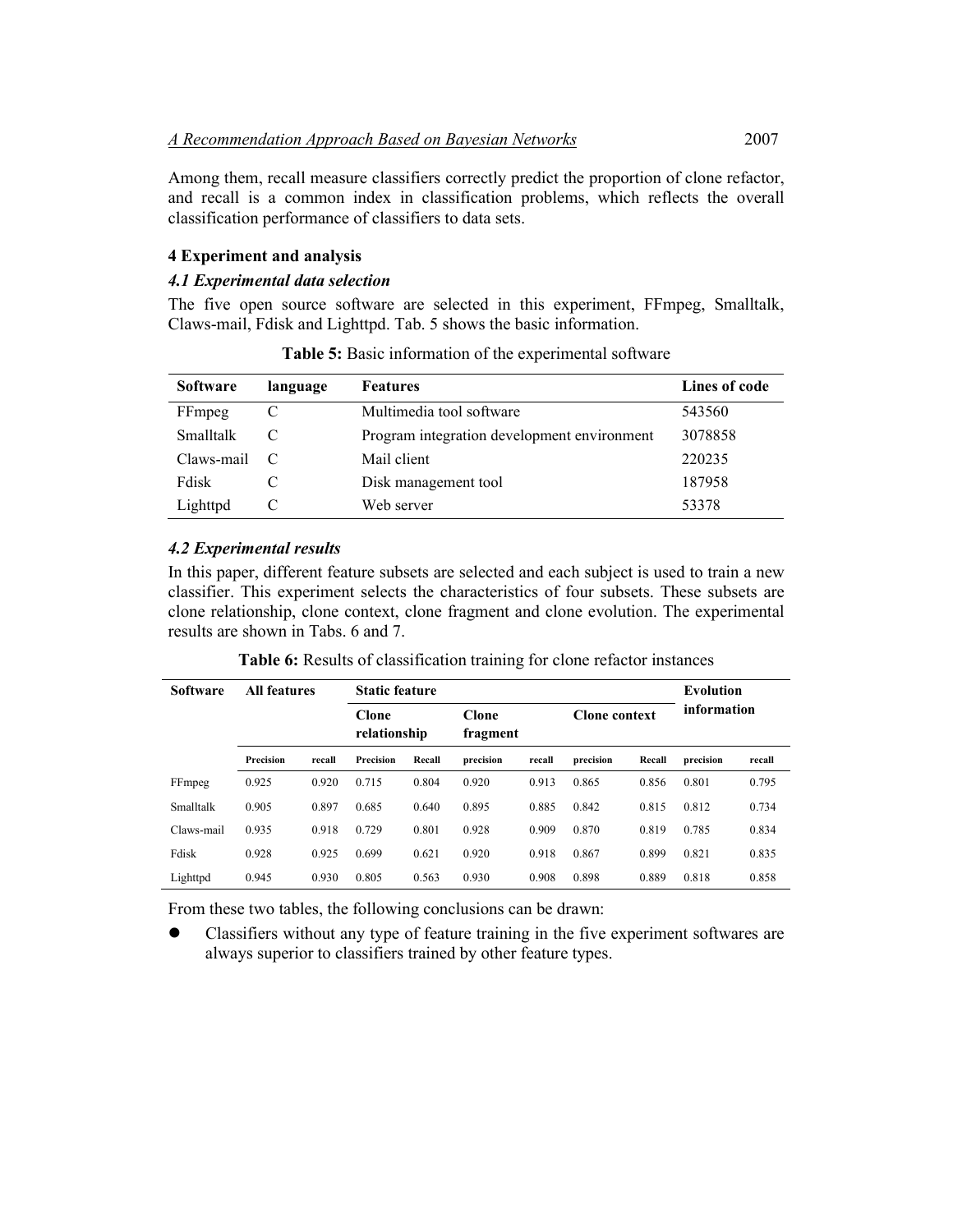Among them, recall measure classifiers correctly predict the proportion of clone refactor, and recall is a common index in classification problems, which reflects the overall classification performance of classifiers to data sets.

## 4 Experiment and analysis

### *4.1 Experimental data selection*

The five open source software are selected in this experiment, FFmpeg, Smalltalk, Claws-mail, Fdisk and Lighttpd. Tab. 5 shows the basic information.

**Table 5:** Basic information of the experimental software

| Software | language | Features | Lines of code |
|---|---|---|---|
| FFmpeg | C | Multimedia tool software | 543560 |
| Smalltalk | C | Program integration development environment | 3078858 |
| Claws-mail | C | Mail client | 220235 |
| Fdisk | C | Disk management tool | 187958 |
| Lighttpd | C | Web server | 53378 |

### *4.2 Experimental results*

In this paper, different feature subsets are selected and each subject is used to train a new classifier. This experiment selects the characteristics of four subsets. These subsets are clone relationship, clone context, clone fragment and clone evolution. The experimental results are shown in Tabs. 6 and 7.

**Table 6:** Results of classification training for clone refactor instances

| Software | All features | | Static feature | | | | | | Evolution information | |
|---|---|---|---|---|---|---|---|---|---|---|
| | | | Clone relationship | | Clone fragment | | Clone context | | | |
| | Precision | recall | Precision | Recall | precision | recall | precision | Recall | precision | recall |
| FFmpeg | 0.925 | 0.920 | 0.715 | 0.804 | 0.920 | 0.913 | 0.865 | 0.856 | 0.801 | 0.795 |
| Smalltalk | 0.905 | 0.897 | 0.685 | 0.640 | 0.895 | 0.885 | 0.842 | 0.815 | 0.812 | 0.734 |
| Claws-mail | 0.935 | 0.918 | 0.729 | 0.801 | 0.928 | 0.909 | 0.870 | 0.819 | 0.785 | 0.834 |
| Fdisk | 0.928 | 0.925 | 0.699 | 0.621 | 0.920 | 0.918 | 0.867 | 0.899 | 0.821 | 0.835 |
| Lighttpd | 0.945 | 0.930 | 0.805 | 0.563 | 0.930 | 0.908 | 0.898 | 0.889 | 0.818 | 0.858 |

From these two tables, the following conclusions can be drawn:

- Classifiers without any type of feature training in the five experiment softwares are always superior to classifiers trained by other feature types.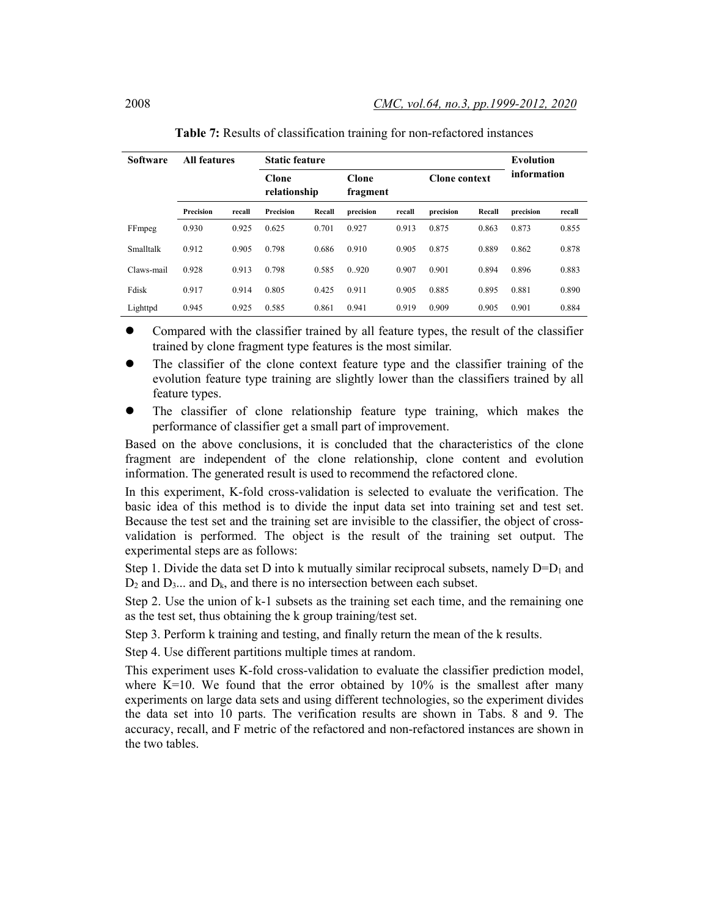**Table 7:** Results of classification training for non-refactored instances

| Software | All features | | Static feature | | | | | | Evolution information | |
|---|---|---|---|---|---|---|---|---|---|---|
| | | | Clone relationship | | Clone fragment | | Clone context | | | |
| | Precision | recall | Precision | Recall | precision | recall | precision | Recall | precision | recall |
| FFmpeg | 0.930 | 0.925 | 0.625 | 0.701 | 0.927 | 0.913 | 0.875 | 0.863 | 0.873 | 0.855 |
| Smalltalk | 0.912 | 0.905 | 0.798 | 0.686 | 0.910 | 0.905 | 0.875 | 0.889 | 0.862 | 0.878 |
| Claws-mail | 0.928 | 0.913 | 0.798 | 0.585 | 0..920 | 0.907 | 0.901 | 0.894 | 0.896 | 0.883 |
| Fdisk | 0.917 | 0.914 | 0.805 | 0.425 | 0.911 | 0.905 | 0.885 | 0.895 | 0.881 | 0.890 |
| Lighttpd | 0.945 | 0.925 | 0.585 | 0.861 | 0.941 | 0.919 | 0.909 | 0.905 | 0.901 | 0.884 |

- Compared with the classifier trained by all feature types, the result of the classifier trained by clone fragment type features is the most similar.
- The classifier of the clone context feature type and the classifier training of the evolution feature type training are slightly lower than the classifiers trained by all feature types.
- The classifier of clone relationship feature type training, which makes the performance of classifier get a small part of improvement.

Based on the above conclusions, it is concluded that the characteristics of the clone fragment are independent of the clone relationship, clone content and evolution information. The generated result is used to recommend the refactored clone.

In this experiment, K-fold cross-validation is selected to evaluate the verification. The basic idea of this method is to divide the input data set into training set and test set. Because the test set and the training set are invisible to the classifier, the object of cross-validation is performed. The object is the result of the training set output. The experimental steps are as follows:

Step 1. Divide the data set D into k mutually similar reciprocal subsets, namely $D=D_1$ and $D_2$ and $D_3$... and $D_k$, and there is no intersection between each subset.

Step 2. Use the union of k-1 subsets as the training set each time, and the remaining one as the test set, thus obtaining the k group training/test set.

Step 3. Perform k training and testing, and finally return the mean of the k results.

Step 4. Use different partitions multiple times at random.

This experiment uses K-fold cross-validation to evaluate the classifier prediction model, where K=10. We found that the error obtained by 10% is the smallest after many experiments on large data sets and using different technologies, so the experiment divides the data set into 10 parts. The verification results are shown in Tabs. 8 and 9. The accuracy, recall, and F metric of the refactored and non-refactored instances are shown in the two tables.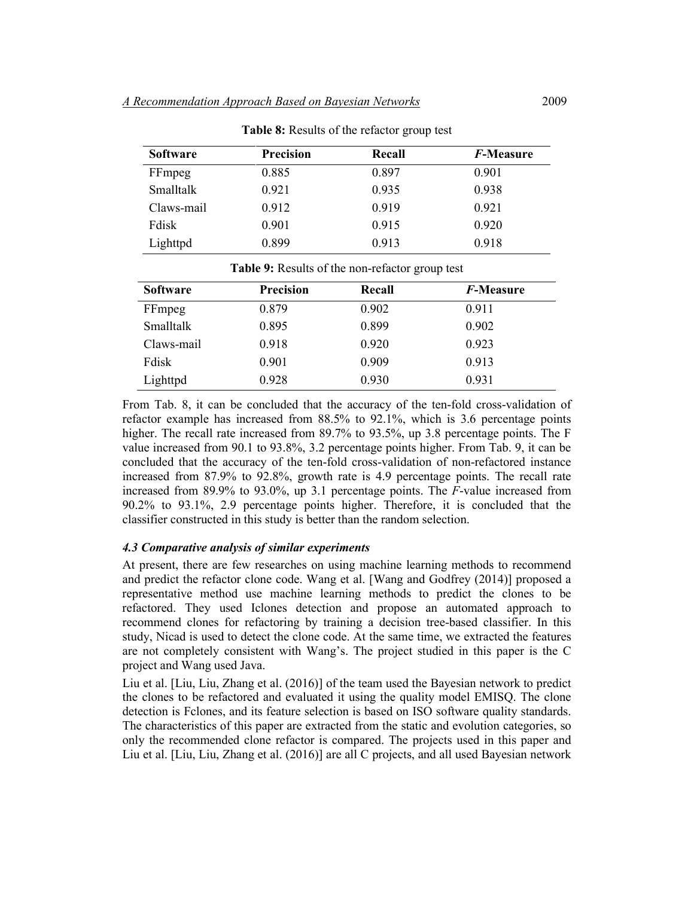**Table 8:** Results of the refactor group test

| Software | Precision | Recall | *F*-Measure |
|---|---|---|---|
| FFmpeg | 0.885 | 0.897 | 0.901 |
| Smalltalk | 0.921 | 0.935 | 0.938 |
| Claws-mail | 0.912 | 0.919 | 0.921 |
| Fdisk | 0.901 | 0.915 | 0.920 |
| Lighttpd | 0.899 | 0.913 | 0.918 |

**Table 9:** Results of the non-refactor group test

| Software | Precision | Recall | *F*-Measure |
|---|---|---|---|
| FFmpeg | 0.879 | 0.902 | 0.911 |
| Smalltalk | 0.895 | 0.899 | 0.902 |
| Claws-mail | 0.918 | 0.920 | 0.923 |
| Fdisk | 0.901 | 0.909 | 0.913 |
| Lighttpd | 0.928 | 0.930 | 0.931 |

From Tab. 8, it can be concluded that the accuracy of the ten-fold cross-validation of refactor example has increased from 88.5% to 92.1%, which is 3.6 percentage points higher. The recall rate increased from 89.7% to 93.5%, up 3.8 percentage points. The F value increased from 90.1 to 93.8%, 3.2 percentage points higher. From Tab. 9, it can be concluded that the accuracy of the ten-fold cross-validation of non-refactored instance increased from 87.9% to 92.8%, growth rate is 4.9 percentage points. The recall rate increased from 89.9% to 93.0%, up 3.1 percentage points. The *F*-value increased from 90.2% to 93.1%, 2.9 percentage points higher. Therefore, it is concluded that the classifier constructed in this study is better than the random selection.

### *4.3 Comparative analysis of similar experiments*

At present, there are few researches on using machine learning methods to recommend and predict the refactor clone code. Wang et al. [Wang and Godfrey (2014)] proposed a representative method use machine learning methods to predict the clones to be refactored. They used Iclones detection and propose an automated approach to recommend clones for refactoring by training a decision tree-based classifier. In this study, Nicad is used to detect the clone code. At the same time, we extracted the features are not completely consistent with Wang's. The project studied in this paper is the C project and Wang used Java.

Liu et al. [Liu, Liu, Zhang et al. (2016)] of the team used the Bayesian network to predict the clones to be refactored and evaluated it using the quality model EMISQ. The clone detection is Fclones, and its feature selection is based on ISO software quality standards. The characteristics of this paper are extracted from the static and evolution categories, so only the recommended clone refactor is compared. The projects used in this paper and Liu et al. [Liu, Liu, Zhang et al. (2016)] are all C projects, and all used Bayesian network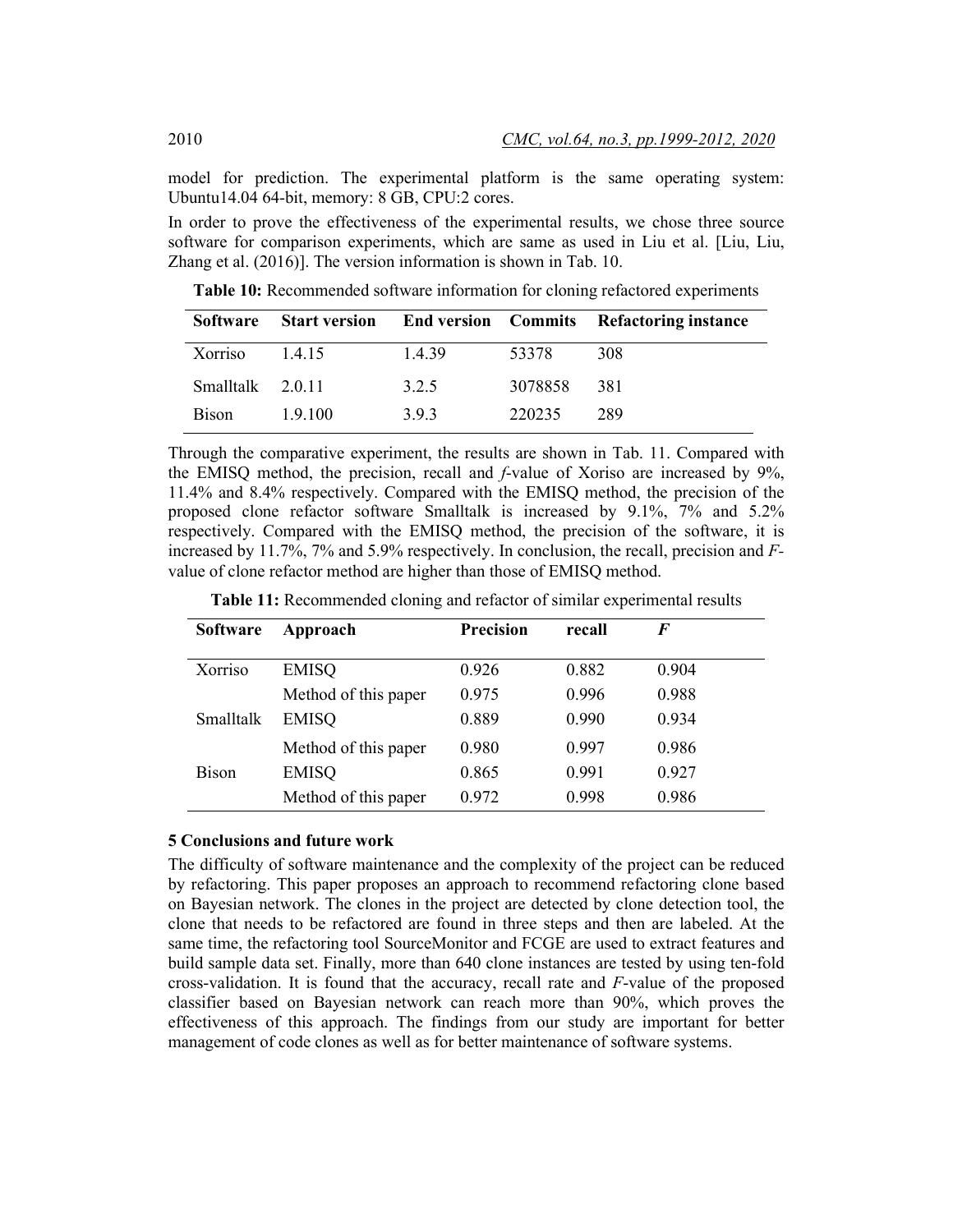model for prediction. The experimental platform is the same operating system: Ubuntu14.04 64-bit, memory: 8 GB, CPU:2 cores.

In order to prove the effectiveness of the experimental results, we chose three source software for comparison experiments, which are same as used in Liu et al. [Liu, Liu, Zhang et al. (2016)]. The version information is shown in Tab. 10.

**Table 10:** Recommended software information for cloning refactored experiments

| Software | Start version | End version | Commits | Refactoring instance |
|---|---|---|---|---|
| Xorriso | 1.4.15 | 1.4.39 | 53378 | 308 |
| Smalltalk | 2.0.11 | 3.2.5 | 3078858 | 381 |
| Bison | 1.9.100 | 3.9.3 | 220235 | 289 |

Through the comparative experiment, the results are shown in Tab. 11. Compared with the EMISQ method, the precision, recall and *f*-value of Xoriso are increased by 9%, 11.4% and 8.4% respectively. Compared with the EMISQ method, the precision of the proposed clone refactor software Smalltalk is increased by 9.1%, 7% and 5.2% respectively. Compared with the EMISQ method, the precision of the software, it is increased by 11.7%, 7% and 5.9% respectively. In conclusion, the recall, precision and *F*-value of clone refactor method are higher than those of EMISQ method.

**Table 11:** Recommended cloning and refactor of similar experimental results

| Software | Approach | Precision | recall | *F* |
|---|---|---|---|---|
| Xorriso | EMISQ | 0.926 | 0.882 | 0.904 |
| | Method of this paper | 0.975 | 0.996 | 0.988 |
| Smalltalk | EMISQ | 0.889 | 0.990 | 0.934 |
| | Method of this paper | 0.980 | 0.997 | 0.986 |
| Bison | EMISQ | 0.865 | 0.991 | 0.927 |
| | Method of this paper | 0.972 | 0.998 | 0.986 |

## 5 Conclusions and future work

The difficulty of software maintenance and the complexity of the project can be reduced by refactoring. This paper proposes an approach to recommend refactoring clone based on Bayesian network. The clones in the project are detected by clone detection tool, the clone that needs to be refactored are found in three steps and then are labeled. At the same time, the refactoring tool SourceMonitor and FCGE are used to extract features and build sample data set. Finally, more than 640 clone instances are tested by using ten-fold cross-validation. It is found that the accuracy, recall rate and *F*-value of the proposed classifier based on Bayesian network can reach more than 90%, which proves the effectiveness of this approach. The findings from our study are important for better management of code clones as well as for better maintenance of software systems.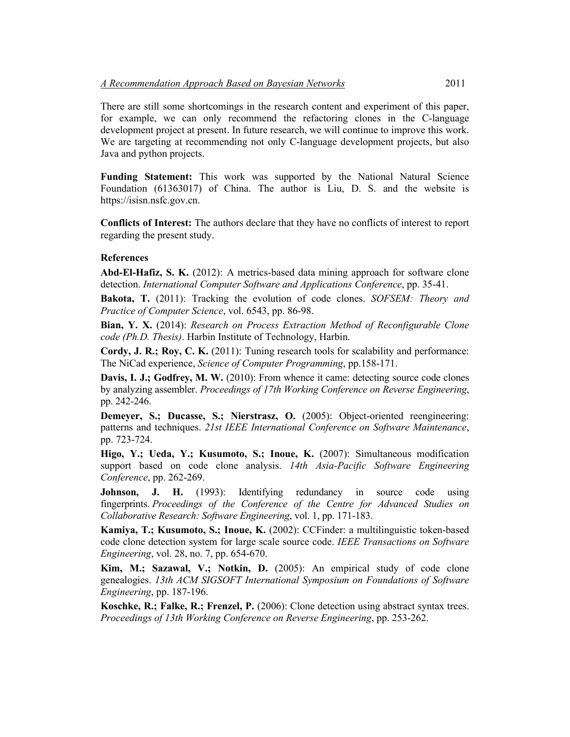There are still some shortcomings in the research content and experiment of this paper, for example, we can only recommend the refactoring clones in the C-language development project at present. In future research, we will continue to improve this work. We are targeting at recommending not only C-language development projects, but also Java and python projects.

**Funding Statement:** This work was supported by the National Natural Science Foundation (61363017) of China. The author is Liu, D. S. and the website is https://isisn.nsfc.gov.cn.

**Conflicts of Interest:** The authors declare that they have no conflicts of interest to report regarding the present study.

**References**

**Abd-El-Hafiz, S. K.** (2012): A metrics-based data mining approach for software clone detection. *International Computer Software and Applications Conference*, pp. 35-41.

**Bakota, T.** (2011): Tracking the evolution of code clones. *SOFSEM: Theory and Practice of Computer Science*, vol. 6543, pp. 86-98.

**Bian, Y. X.** (2014): *Research on Process Extraction Method of Reconfigurable Clone code (Ph.D. Thesis)*. Harbin Institute of Technology, Harbin.

**Cordy, J. R.; Roy, C. K.** (2011): Tuning research tools for scalability and performance: The NiCad experience, *Science of Computer Programming*, pp.158-171.

**Davis, I. J.; Godfrey, M. W.** (2010): From whence it came: detecting source code clones by analyzing assembler. *Proceedings of 17th Working Conference on Reverse Engineering*, pp. 242-246.

**Demeyer, S.; Ducasse, S.; Nierstrasz, O.** (2005): Object-oriented reengineering: patterns and techniques. *21st IEEE International Conference on Software Maintenance*, pp. 723-724.

**Higo, Y.; Ueda, Y.; Kusumoto, S.; Inoue, K.** (2007): Simultaneous modification support based on code clone analysis. *14th Asia-Pacific Software Engineering Conference*, pp. 262-269.

**Johnson, J. H.** (1993): Identifying redundancy in source code using fingerprints. *Proceedings of the Conference of the Centre for Advanced Studies on Collaborative Research: Software Engineering*, vol. 1, pp. 171-183.

**Kamiya, T.; Kusumoto, S.; Inoue, K.** (2002): CCFinder: a multilinguistic token-based code clone detection system for large scale source code. *IEEE Transactions on Software Engineering*, vol. 28, no. 7, pp. 654-670.

**Kim, M.; Sazawal, V.; Notkin, D.** (2005): An empirical study of code clone genealogies. *13th ACM SIGSOFT International Symposium on Foundations of Software Engineering*, pp. 187-196.

**Koschke, R.; Falke, R.; Frenzel, P.** (2006): Clone detection using abstract syntax trees. *Proceedings of 13th Working Conference on Reverse Engineering*, pp. 253-262.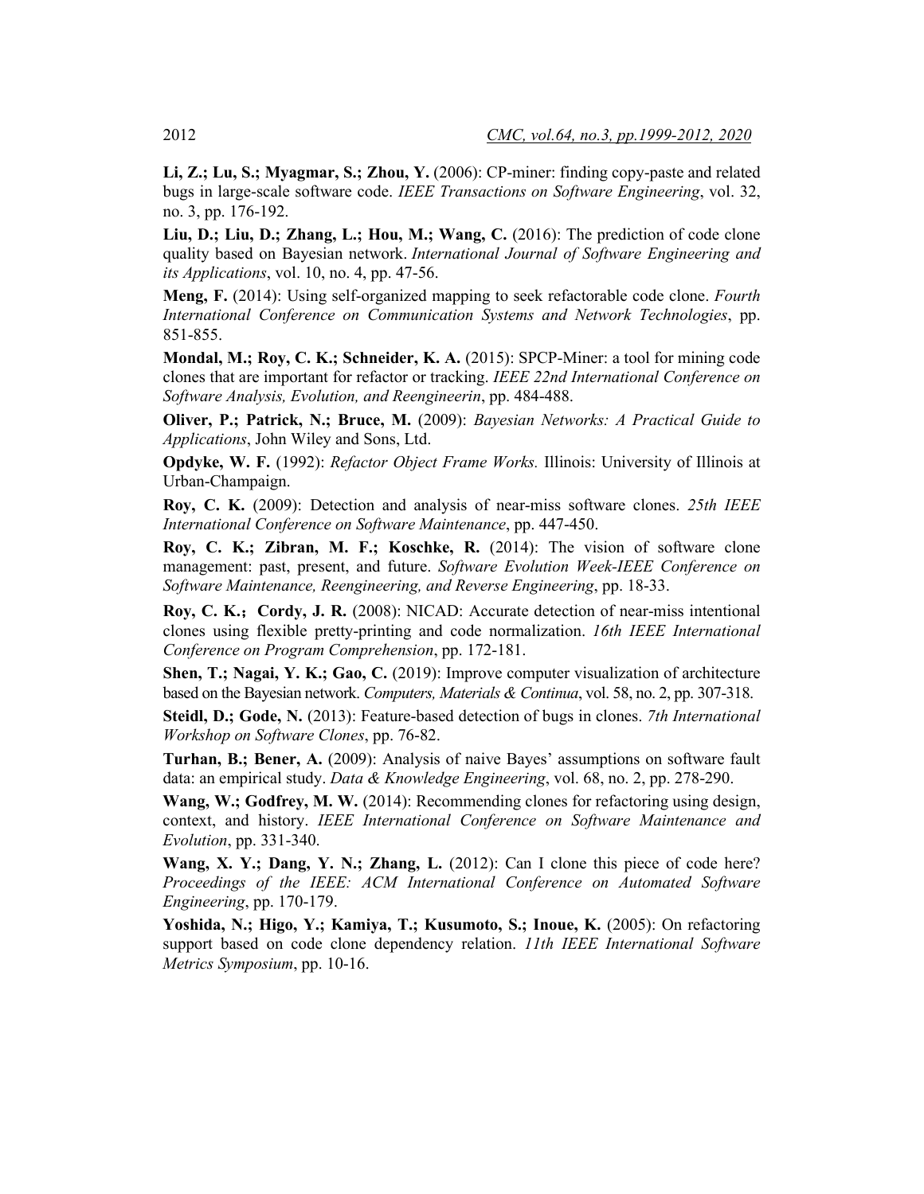**Li, Z.; Lu, S.; Myagmar, S.; Zhou, Y.** (2006): CP-miner: finding copy-paste and related bugs in large-scale software code. *IEEE Transactions on Software Engineering*, vol. 32, no. 3, pp. 176-192.

**Liu, D.; Liu, D.; Zhang, L.; Hou, M.; Wang, C.** (2016): The prediction of code clone quality based on Bayesian network. *International Journal of Software Engineering and its Applications*, vol. 10, no. 4, pp. 47-56.

**Meng, F.** (2014): Using self-organized mapping to seek refactorable code clone. *Fourth International Conference on Communication Systems and Network Technologies*, pp. 851-855.

**Mondal, M.; Roy, C. K.; Schneider, K. A.** (2015): SPCP-Miner: a tool for mining code clones that are important for refactor or tracking. *IEEE 22nd International Conference on Software Analysis, Evolution, and Reengineerin*, pp. 484-488.

**Oliver, P.; Patrick, N.; Bruce, M.** (2009): *Bayesian Networks: A Practical Guide to Applications*, John Wiley and Sons, Ltd.

**Opdyke, W. F.** (1992): *Refactor Object Frame Works.* Illinois: University of Illinois at Urban-Champaign.

**Roy, C. K.** (2009): Detection and analysis of near-miss software clones. *25th IEEE International Conference on Software Maintenance*, pp. 447-450.

**Roy, C. K.; Zibran, M. F.; Koschke, R.** (2014): The vision of software clone management: past, present, and future. *Software Evolution Week-IEEE Conference on Software Maintenance, Reengineering, and Reverse Engineering*, pp. 18-33.

**Roy, C. K.; Cordy, J. R.** (2008): NICAD: Accurate detection of near-miss intentional clones using flexible pretty-printing and code normalization. *16th IEEE International Conference on Program Comprehension*, pp. 172-181.

**Shen, T.; Nagai, Y. K.; Gao, C.** (2019): Improve computer visualization of architecture based on the Bayesian network. *Computers, Materials & Continua*, vol. 58, no. 2, pp. 307-318.

**Steidl, D.; Gode, N.** (2013): Feature-based detection of bugs in clones. *7th International Workshop on Software Clones*, pp. 76-82.

**Turhan, B.; Bener, A.** (2009): Analysis of naive Bayes' assumptions on software fault data: an empirical study. *Data & Knowledge Engineering*, vol. 68, no. 2, pp. 278-290.

**Wang, W.; Godfrey, M. W.** (2014): Recommending clones for refactoring using design, context, and history. *IEEE International Conference on Software Maintenance and Evolution*, pp. 331-340.

**Wang, X. Y.; Dang, Y. N.; Zhang, L.** (2012): Can I clone this piece of code here? *Proceedings of the IEEE: ACM International Conference on Automated Software Engineering*, pp. 170-179.

**Yoshida, N.; Higo, Y.; Kamiya, T.; Kusumoto, S.; Inoue, K.** (2005): On refactoring support based on code clone dependency relation. *11th IEEE International Software Metrics Symposium*, pp. 10-16.